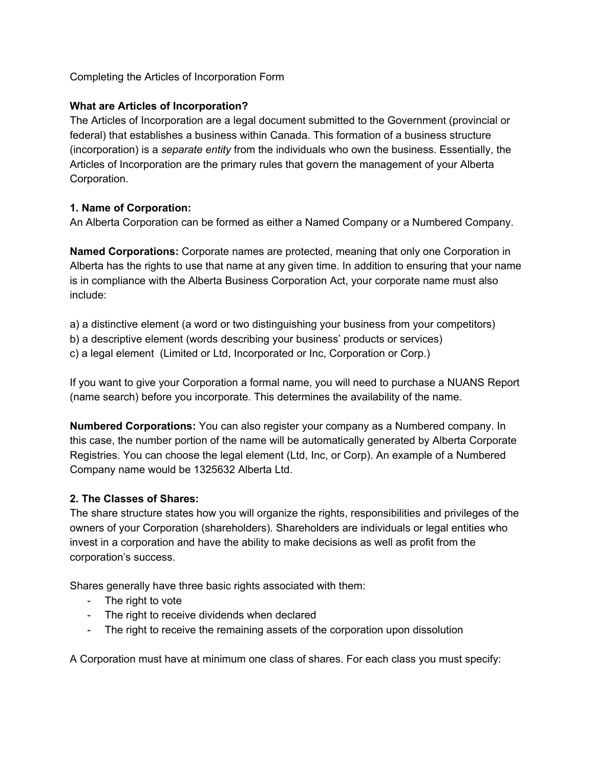Completing the Articles of Incorporation Form

**What are Articles of Incorporation?**

The Articles of Incorporation are a legal document submitted to the Government (provincial or federal) that establishes a business within Canada. This formation of a business structure (incorporation) is a *separate entity* from the individuals who own the business. Essentially, the Articles of Incorporation are the primary rules that govern the management of your Alberta Corporation.

**1. Name of Corporation:**

An Alberta Corporation can be formed as either a Named Company or a Numbered Company.

**Named Corporations:** Corporate names are protected, meaning that only one Corporation in Alberta has the rights to use that name at any given time. In addition to ensuring that your name is in compliance with the Alberta Business Corporation Act, your corporate name must also include:

a) a distinctive element (a word or two distinguishing your business from your competitors)
b) a descriptive element (words describing your business' products or services)
c) a legal element (Limited or Ltd, Incorporated or Inc, Corporation or Corp.)

If you want to give your Corporation a formal name, you will need to purchase a NUANS Report (name search) before you incorporate. This determines the availability of the name.

**Numbered Corporations:** You can also register your company as a Numbered company. In this case, the number portion of the name will be automatically generated by Alberta Corporate Registries. You can choose the legal element (Ltd, Inc, or Corp). An example of a Numbered Company name would be 1325632 Alberta Ltd.

**2. The Classes of Shares:**

The share structure states how you will organize the rights, responsibilities and privileges of the owners of your Corporation (shareholders). Shareholders are individuals or legal entities who invest in a corporation and have the ability to make decisions as well as profit from the corporation's success.

Shares generally have three basic rights associated with them:

- The right to vote
- The right to receive dividends when declared
- The right to receive the remaining assets of the corporation upon dissolution

A Corporation must have at minimum one class of shares. For each class you must specify: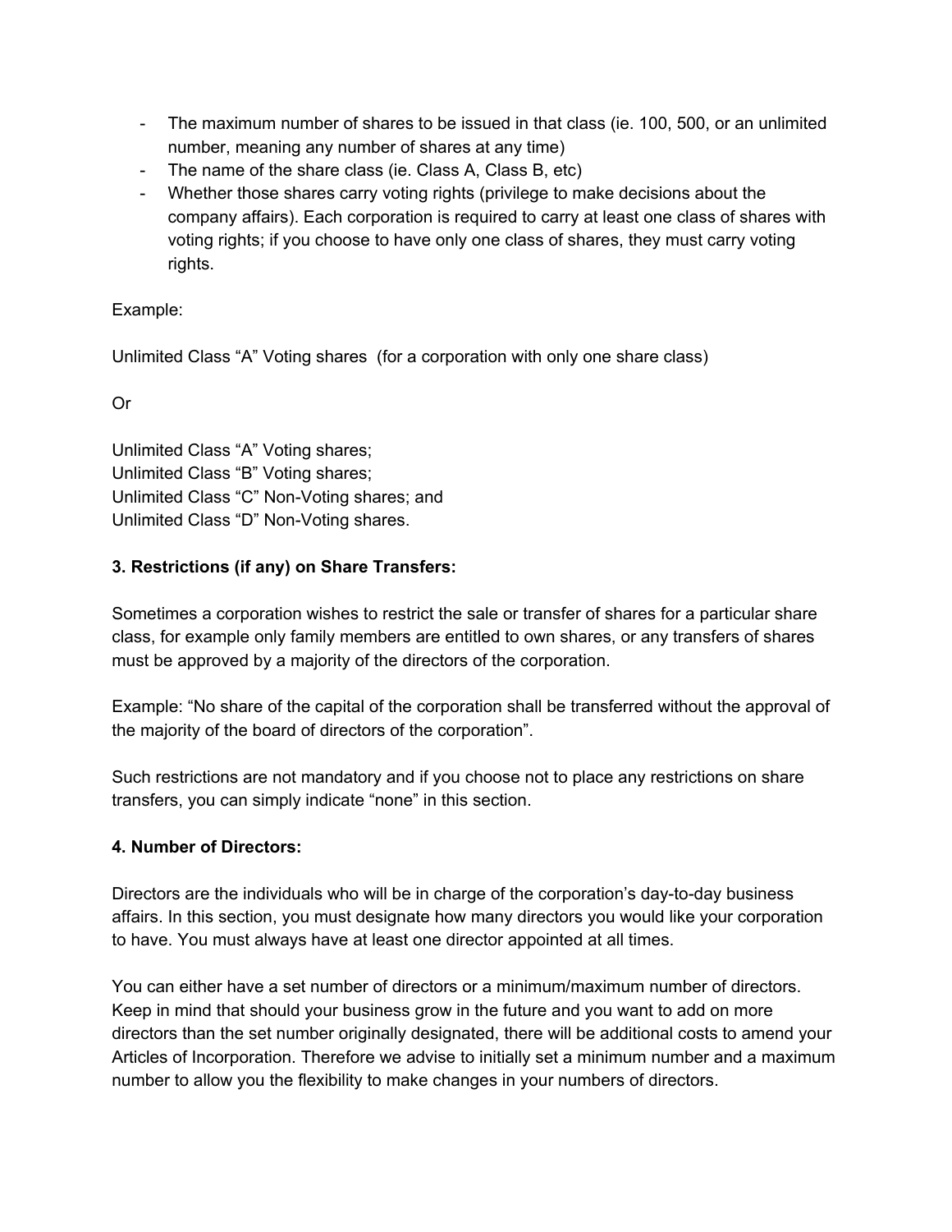- The maximum number of shares to be issued in that class (ie. 100, 500, or an unlimited number, meaning any number of shares at any time)
- The name of the share class (ie. Class A, Class B, etc)
- Whether those shares carry voting rights (privilege to make decisions about the company affairs). Each corporation is required to carry at least one class of shares with voting rights; if you choose to have only one class of shares, they must carry voting rights.

Example:

Unlimited Class "A" Voting shares (for a corporation with only one share class)

Or

Unlimited Class "A" Voting shares;
Unlimited Class "B" Voting shares;
Unlimited Class "C" Non-Voting shares; and
Unlimited Class "D" Non-Voting shares.

**3. Restrictions (if any) on Share Transfers:**

Sometimes a corporation wishes to restrict the sale or transfer of shares for a particular share class, for example only family members are entitled to own shares, or any transfers of shares must be approved by a majority of the directors of the corporation.

Example: "No share of the capital of the corporation shall be transferred without the approval of the majority of the board of directors of the corporation".

Such restrictions are not mandatory and if you choose not to place any restrictions on share transfers, you can simply indicate "none" in this section.

**4. Number of Directors:**

Directors are the individuals who will be in charge of the corporation's day-to-day business affairs. In this section, you must designate how many directors you would like your corporation to have. You must always have at least one director appointed at all times.

You can either have a set number of directors or a minimum/maximum number of directors. Keep in mind that should your business grow in the future and you want to add on more directors than the set number originally designated, there will be additional costs to amend your Articles of Incorporation. Therefore we advise to initially set a minimum number and a maximum number to allow you the flexibility to make changes in your numbers of directors.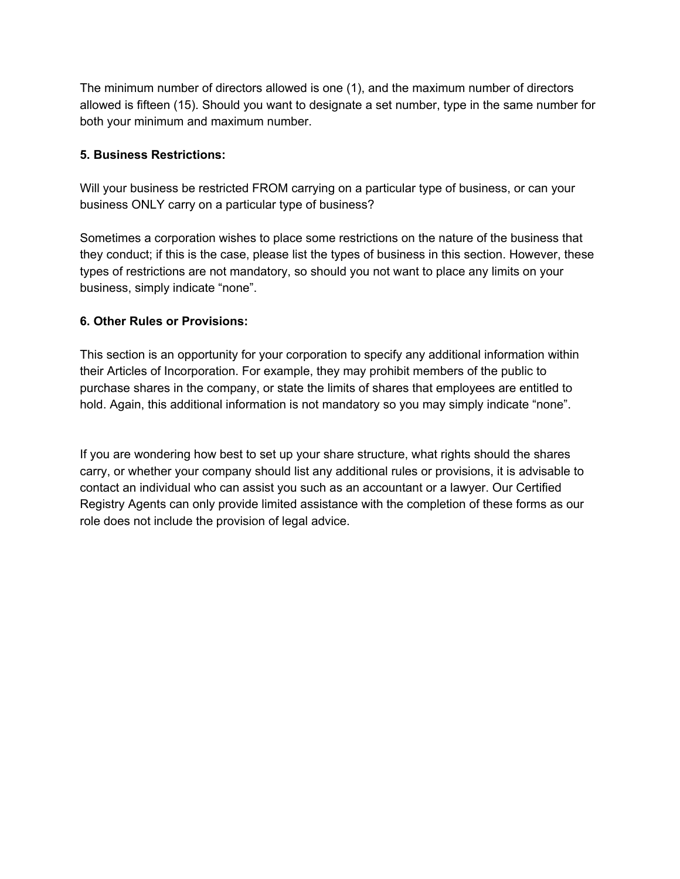The minimum number of directors allowed is one (1), and the maximum number of directors allowed is fifteen (15). Should you want to designate a set number, type in the same number for both your minimum and maximum number.

**5. Business Restrictions:**

Will your business be restricted FROM carrying on a particular type of business, or can your business ONLY carry on a particular type of business?

Sometimes a corporation wishes to place some restrictions on the nature of the business that they conduct; if this is the case, please list the types of business in this section. However, these types of restrictions are not mandatory, so should you not want to place any limits on your business, simply indicate "none".

**6. Other Rules or Provisions:**

This section is an opportunity for your corporation to specify any additional information within their Articles of Incorporation. For example, they may prohibit members of the public to purchase shares in the company, or state the limits of shares that employees are entitled to hold. Again, this additional information is not mandatory so you may simply indicate "none".

If you are wondering how best to set up your share structure, what rights should the shares carry, or whether your company should list any additional rules or provisions, it is advisable to contact an individual who can assist you such as an accountant or a lawyer. Our Certified Registry Agents can only provide limited assistance with the completion of these forms as our role does not include the provision of legal advice.